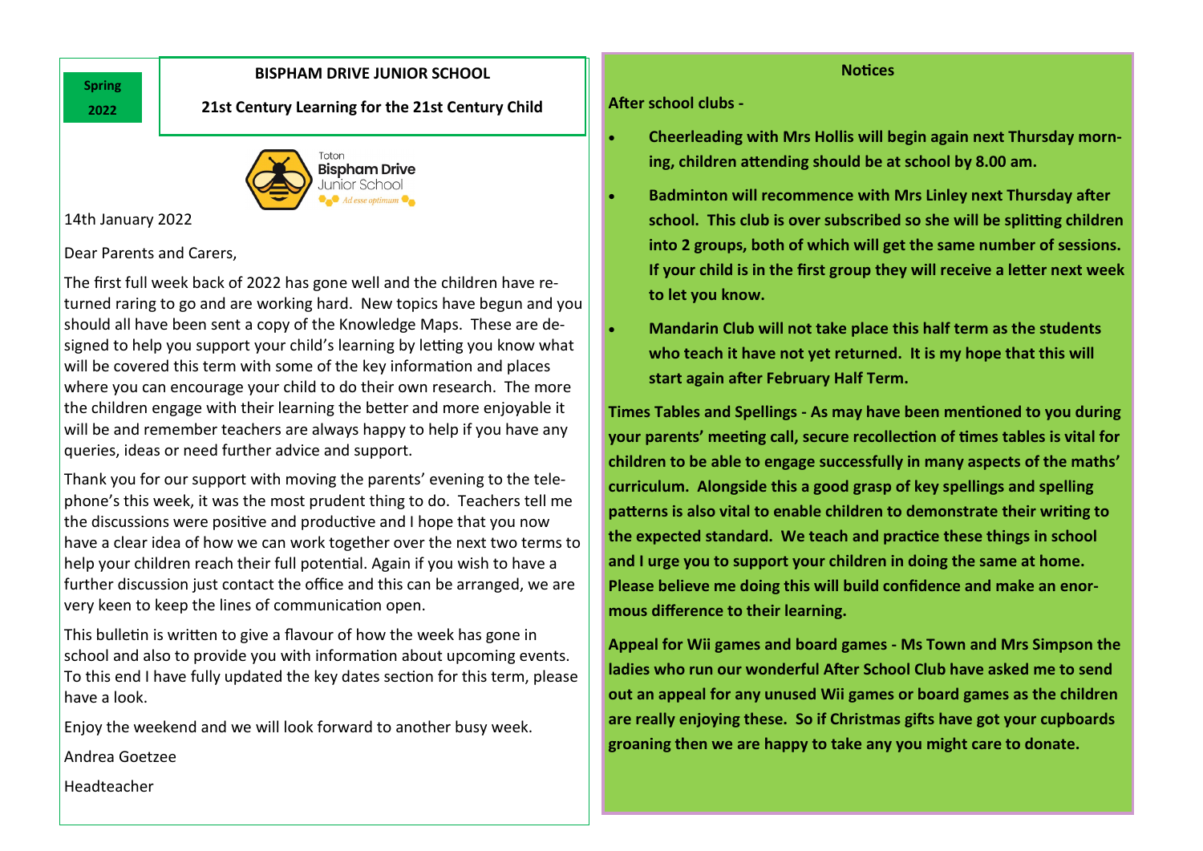Spring 2022

# BISPHAM DRIVE JUNIOR SCHOOL

**21st Century Learning for the 21st Century Child**

Toton
**Bispham Drive**
Junior School
*Ad esse optimum*

14th January 2022

Dear Parents and Carers,

The first full week back of 2022 has gone well and the children have returned raring to go and are working hard. New topics have begun and you should all have been sent a copy of the Knowledge Maps. These are designed to help you support your child's learning by letting you know what will be covered this term with some of the key information and places where you can encourage your child to do their own research. The more the children engage with their learning the better and more enjoyable it will be and remember teachers are always happy to help if you have any queries, ideas or need further advice and support.

Thank you for our support with moving the parents' evening to the telephone's this week, it was the most prudent thing to do. Teachers tell me the discussions were positive and productive and I hope that you now have a clear idea of how we can work together over the next two terms to help your children reach their full potential. Again if you wish to have a further discussion just contact the office and this can be arranged, we are very keen to keep the lines of communication open.

This bulletin is written to give a flavour of how the week has gone in school and also to provide you with information about upcoming events. To this end I have fully updated the key dates section for this term, please have a look.

Enjoy the weekend and we will look forward to another busy week.

Andrea Goetzee

Headteacher

## Notices

**After school clubs -**

- **Cheerleading with Mrs Hollis will begin again next Thursday morning, children attending should be at school by 8.00 am.**
- **Badminton will recommence with Mrs Linley next Thursday after school. This club is over subscribed so she will be splitting children into 2 groups, both of which will get the same number of sessions. If your child is in the first group they will receive a letter next week to let you know.**
- **Mandarin Club will not take place this half term as the students who teach it have not yet returned. It is my hope that this will start again after February Half Term.**

**Times Tables and Spellings - As may have been mentioned to you during your parents' meeting call, secure recollection of times tables is vital for children to be able to engage successfully in many aspects of the maths' curriculum. Alongside this a good grasp of key spellings and spelling patterns is also vital to enable children to demonstrate their writing to the expected standard. We teach and practice these things in school and I urge you to support your children in doing the same at home. Please believe me doing this will build confidence and make an enormous difference to their learning.**

**Appeal for Wii games and board games - Ms Town and Mrs Simpson the ladies who run our wonderful After School Club have asked me to send out an appeal for any unused Wii games or board games as the children are really enjoying these. So if Christmas gifts have got your cupboards groaning then we are happy to take any you might care to donate.**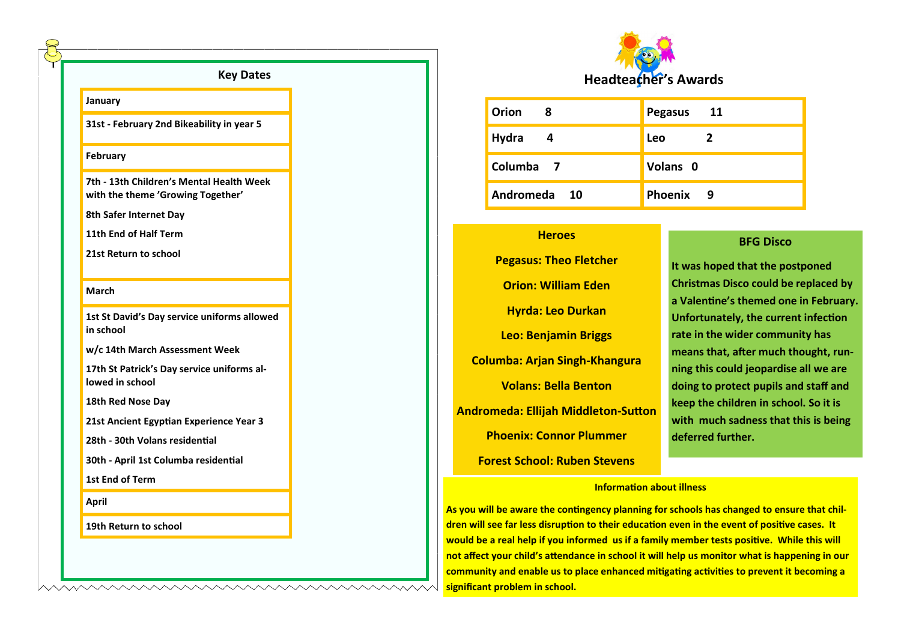## Key Dates

**January**

**31st - February 2nd Bikeability in year 5**

**February**

**7th - 13th Children's Mental Health Week with the theme 'Growing Together'**

**8th Safer Internet Day**

**11th End of Half Term**

**21st Return to school**

**March**

**1st St David's Day service uniforms allowed in school**

**w/c 14th March Assessment Week**

**17th St Patrick's Day service uniforms allowed in school**

**18th Red Nose Day**

**21st Ancient Egyptian Experience Year 3**

**28th - 30th Volans residential**

**30th - April 1st Columba residential**

**1st End of Term**

**April**

**19th Return to school**

## Headteacher's Awards

| | |
|---|---|
| **Orion 8** | **Pegasus 11** |
| **Hydra 4** | **Leo 2** |
| **Columba 7** | **Volans 0** |
| **Andromeda 10** | **Phoenix 9** |

### Heroes

**Pegasus: Theo Fletcher**

**Orion: William Eden**

**Hyrda: Leo Durkan**

**Leo: Benjamin Briggs**

**Columba: Arjan Singh-Khangura**

**Volans: Bella Benton**

**Andromeda: Ellijah Middleton-Sutton**

**Phoenix: Connor Plummer**

**Forest School: Ruben Stevens**

### BFG Disco

**It was hoped that the postponed Christmas Disco could be replaced by a Valentine's themed one in February. Unfortunately, the current infection rate in the wider community has means that, after much thought, running this could jeopardise all we are doing to protect pupils and staff and keep the children in school. So it is with much sadness that this is being deferred further.**

### Information about illness

**As you will be aware the contingency planning for schools has changed to ensure that children will see far less disruption to their education even in the event of positive cases. It would be a real help if you informed us if a family member tests positive. While this will not affect your child's attendance in school it will help us monitor what is happening in our community and enable us to place enhanced mitigating activities to prevent it becoming a significant problem in school.**